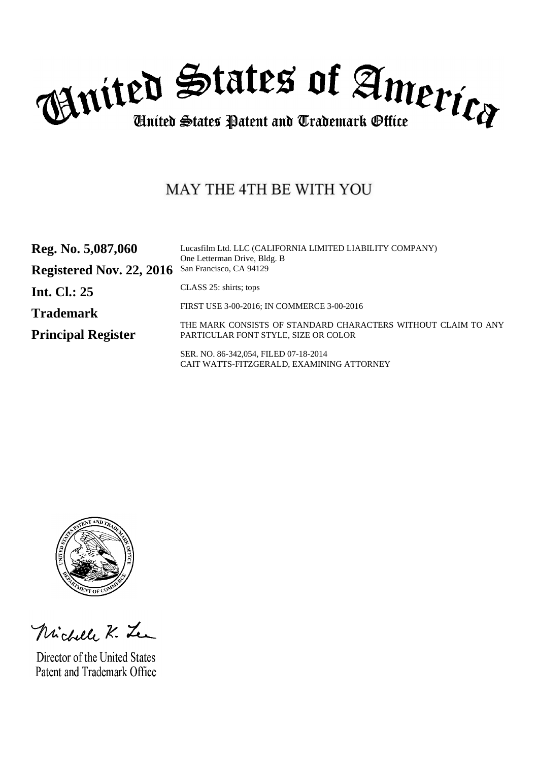# United States of America

## United States Patent and Trademark Office

# MAY THE 4TH BE WITH YOU

**Reg. No. 5,087,060**

**Registered Nov. 22, 2016**

**Int. Cl.: 25**

**Trademark**

**Principal Register**

Lucasfilm Ltd. LLC (CALIFORNIA LIMITED LIABILITY COMPANY)
One Letterman Drive, Bldg. B
San Francisco, CA 94129

CLASS 25: shirts; tops

FIRST USE 3-00-2016; IN COMMERCE 3-00-2016

THE MARK CONSISTS OF STANDARD CHARACTERS WITHOUT CLAIM TO ANY PARTICULAR FONT STYLE, SIZE OR COLOR

SER. NO. 86-342,054, FILED 07-18-2014
CAIT WATTS-FITZGERALD, EXAMINING ATTORNEY

Michelle K. Lee

Director of the United States
Patent and Trademark Office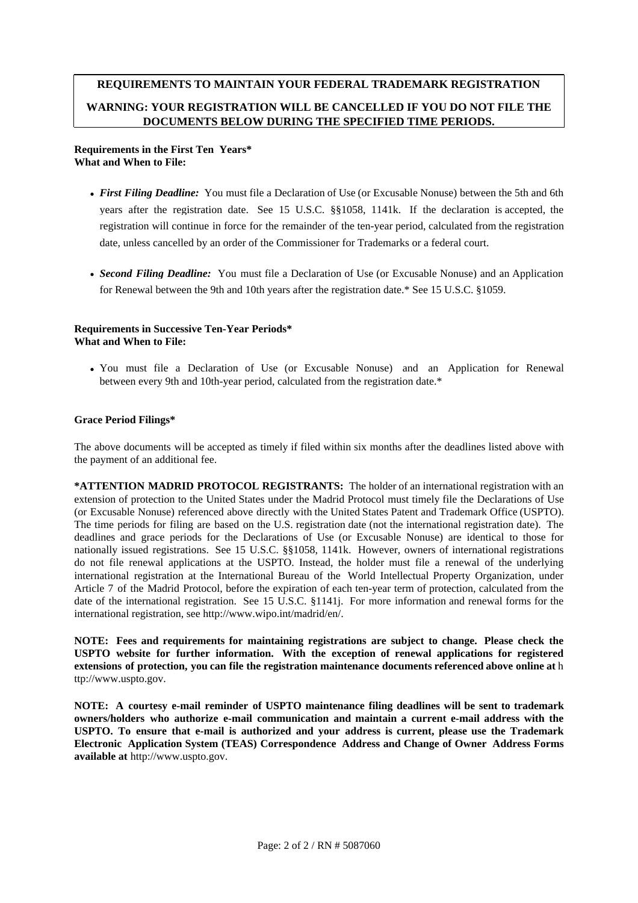**REQUIREMENTS TO MAINTAIN YOUR FEDERAL TRADEMARK REGISTRATION**

**WARNING: YOUR REGISTRATION WILL BE CANCELLED IF YOU DO NOT FILE THE DOCUMENTS BELOW DURING THE SPECIFIED TIME PERIODS.**

**Requirements in the First Ten Years***
**What and When to File:**

- ***First Filing Deadline:*** You must file a Declaration of Use (or Excusable Nonuse) between the 5th and 6th years after the registration date. See 15 U.S.C. §§1058, 1141k. If the declaration is accepted, the registration will continue in force for the remainder of the ten-year period, calculated from the registration date, unless cancelled by an order of the Commissioner for Trademarks or a federal court.

- ***Second Filing Deadline:*** You must file a Declaration of Use (or Excusable Nonuse) and an Application for Renewal between the 9th and 10th years after the registration date.* See 15 U.S.C. §1059.

**Requirements in Successive Ten-Year Periods***
**What and When to File:**

- You must file a Declaration of Use (or Excusable Nonuse) and an Application for Renewal between every 9th and 10th-year period, calculated from the registration date.*

**Grace Period Filings***

The above documents will be accepted as timely if filed within six months after the deadlines listed above with the payment of an additional fee.

***ATTENTION MADRID PROTOCOL REGISTRANTS:** The holder of an international registration with an extension of protection to the United States under the Madrid Protocol must timely file the Declarations of Use (or Excusable Nonuse) referenced above directly with the United States Patent and Trademark Office (USPTO). The time periods for filing are based on the U.S. registration date (not the international registration date). The deadlines and grace periods for the Declarations of Use (or Excusable Nonuse) are identical to those for nationally issued registrations. See 15 U.S.C. §§1058, 1141k. However, owners of international registrations do not file renewal applications at the USPTO. Instead, the holder must file a renewal of the underlying international registration at the International Bureau of the World Intellectual Property Organization, under Article 7 of the Madrid Protocol, before the expiration of each ten-year term of protection, calculated from the date of the international registration. See 15 U.S.C. §1141j. For more information and renewal forms for the international registration, see http://www.wipo.int/madrid/en/.

**NOTE: Fees and requirements for maintaining registrations are subject to change. Please check the USPTO website for further information. With the exception of renewal applications for registered extensions of protection, you can file the registration maintenance documents referenced above online at** http://www.uspto.gov.

**NOTE: A courtesy e-mail reminder of USPTO maintenance filing deadlines will be sent to trademark owners/holders who authorize e-mail communication and maintain a current e-mail address with the USPTO. To ensure that e-mail is authorized and your address is current, please use the Trademark Electronic Application System (TEAS) Correspondence Address and Change of Owner Address Forms available at** http://www.uspto.gov.